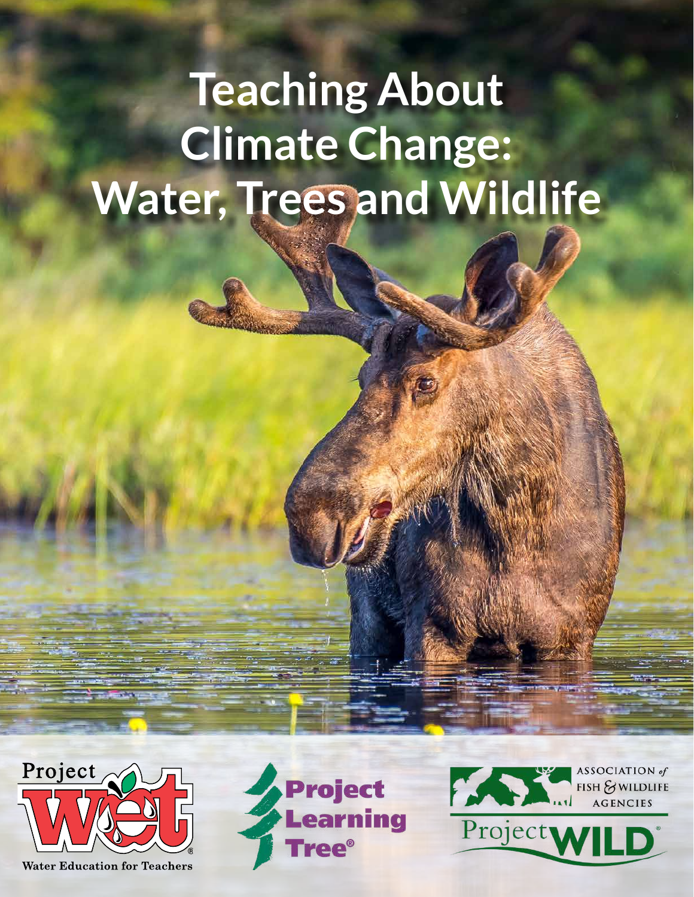# Teaching About Climate Change: Water, Trees and Wildlife

Project WET

Water Education for Teachers

Project Learning Tree®

ASSOCIATION of FISH & WILDLIFE AGENCIES

Project WILD®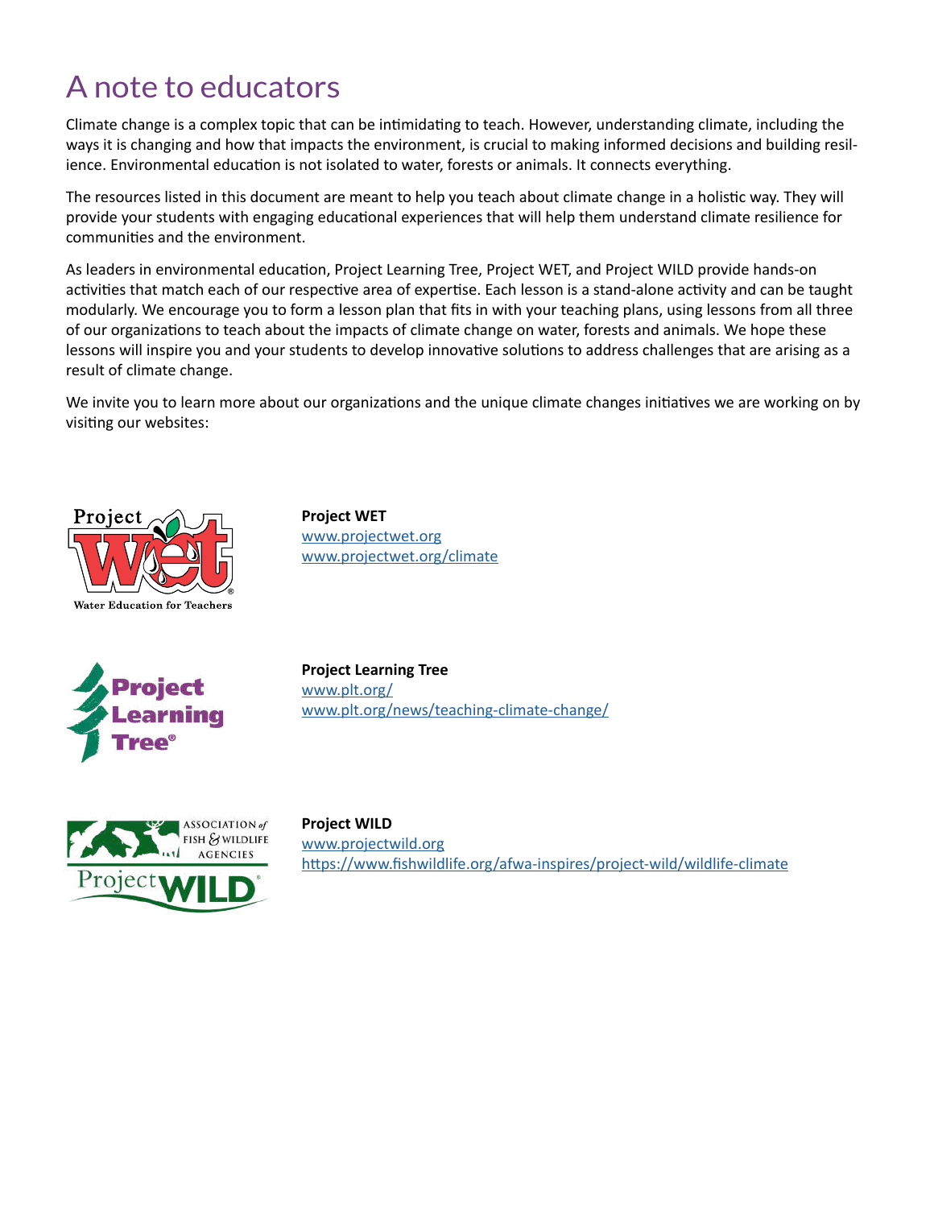# A note to educators

Climate change is a complex topic that can be intimidating to teach. However, understanding climate, including the ways it is changing and how that impacts the environment, is crucial to making informed decisions and building resilience. Environmental education is not isolated to water, forests or animals. It connects everything.

The resources listed in this document are meant to help you teach about climate change in a holistic way. They will provide your students with engaging educational experiences that will help them understand climate resilience for communities and the environment.

As leaders in environmental education, Project Learning Tree, Project WET, and Project WILD provide hands-on activities that match each of our respective area of expertise. Each lesson is a stand-alone activity and can be taught modularly. We encourage you to form a lesson plan that fits in with your teaching plans, using lessons from all three of our organizations to teach about the impacts of climate change on water, forests and animals. We hope these lessons will inspire you and your students to develop innovative solutions to address challenges that are arising as a result of climate change.

We invite you to learn more about our organizations and the unique climate changes initiatives we are working on by visiting our websites:

**Project WET**
www.projectwet.org
www.projectwet.org/climate

**Project Learning Tree**
www.plt.org/
www.plt.org/news/teaching-climate-change/

**Project WILD**
www.projectwild.org
https://www.fishwildlife.org/afwa-inspires/project-wild/wildlife-climate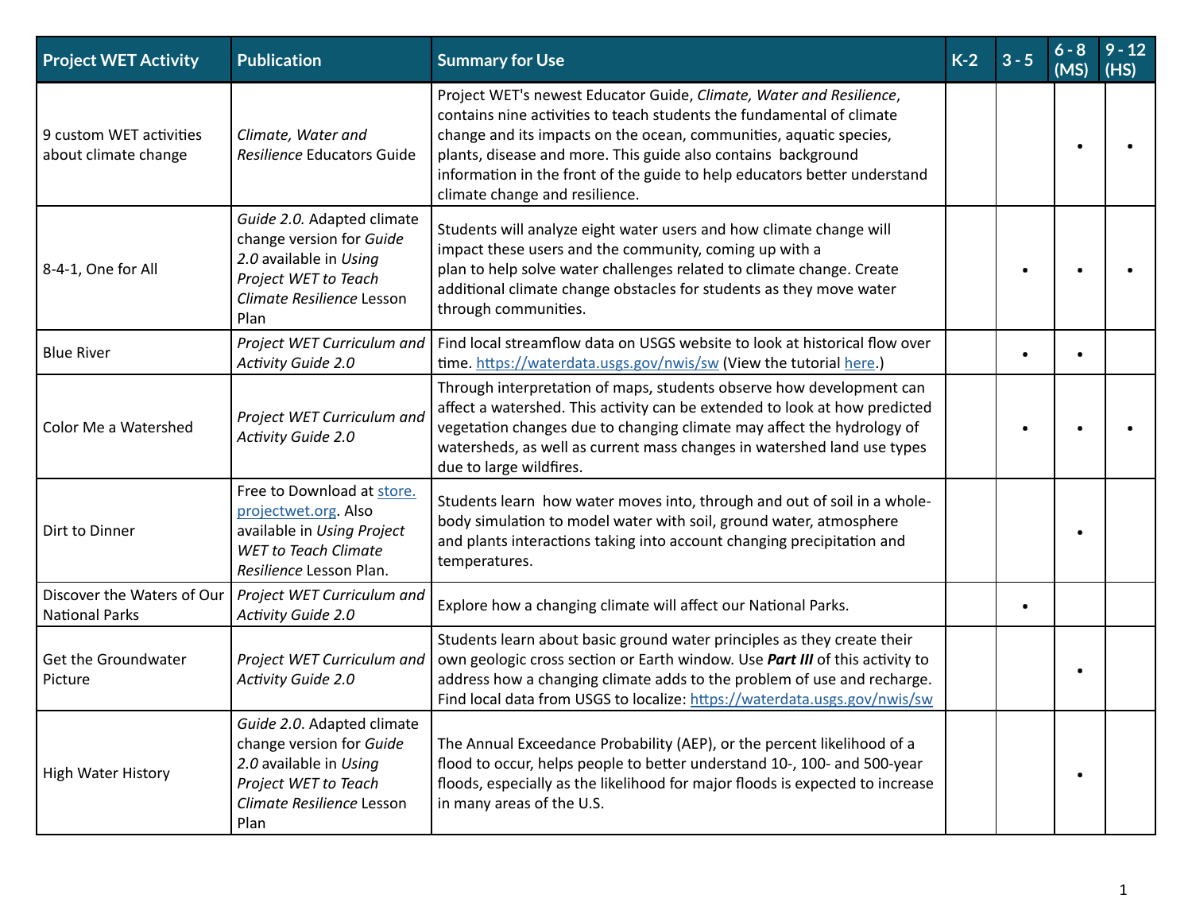| Project WET Activity | Publication | Summary for Use | K-2 | 3 - 5 | 6 - 8 (MS) | 9 - 12 (HS) |
|---|---|---|---|---|---|---|
| 9 custom WET activities about climate change | *Climate, Water and Resilience* Educators Guide | Project WET's newest Educator Guide, *Climate, Water and Resilience*, contains nine activities to teach students the fundamental of climate change and its impacts on the ocean, communities, aquatic species, plants, disease and more. This guide also contains background information in the front of the guide to help educators better understand climate change and resilience. | | | • | • |
| 8-4-1, One for All | *Guide 2.0.* Adapted climate change version for *Guide 2.0* available in *Using Project WET to Teach Climate Resilience* Lesson Plan | Students will analyze eight water users and how climate change will impact these users and the community, coming up with a plan to help solve water challenges related to climate change. Create additional climate change obstacles for students as they move water through communities. | | • | • | • |
| Blue River | *Project WET Curriculum and Activity Guide 2.0* | Find local streamflow data on USGS website to look at historical flow over time. [https://waterdata.usgs.gov/nwis/sw](https://waterdata.usgs.gov/nwis/sw) (View the tutorial here.) | | • | • | |
| Color Me a Watershed | *Project WET Curriculum and Activity Guide 2.0* | Through interpretation of maps, students observe how development can affect a watershed. This activity can be extended to look at how predicted vegetation changes due to changing climate may affect the hydrology of watersheds, as well as current mass changes in watershed land use types due to large wildfires. | | • | • | • |
| Dirt to Dinner | Free to Download at store.projectwet.org. Also available in *Using Project WET to Teach Climate Resilience* Lesson Plan. | Students learn how water moves into, through and out of soil in a whole-body simulation to model water with soil, ground water, atmosphere and plants interactions taking into account changing precipitation and temperatures. | | | • | |
| Discover the Waters of Our National Parks | *Project WET Curriculum and Activity Guide 2.0* | Explore how a changing climate will affect our National Parks. | | • | | |
| Get the Groundwater Picture | *Project WET Curriculum and Activity Guide 2.0* | Students learn about basic ground water principles as they create their own geologic cross section or Earth window. Use ***Part III*** of this activity to address how a changing climate adds to the problem of use and recharge. Find local data from USGS to localize: [https://waterdata.usgs.gov/nwis/sw](https://waterdata.usgs.gov/nwis/sw) | | | • | |
| High Water History | *Guide 2.0.* Adapted climate change version for *Guide 2.0* available in *Using Project WET to Teach Climate Resilience* Lesson Plan | The Annual Exceedance Probability (AEP), or the percent likelihood of a flood to occur, helps people to better understand 10-, 100- and 500-year floods, especially as the likelihood for major floods is expected to increase in many areas of the U.S. | | | • | |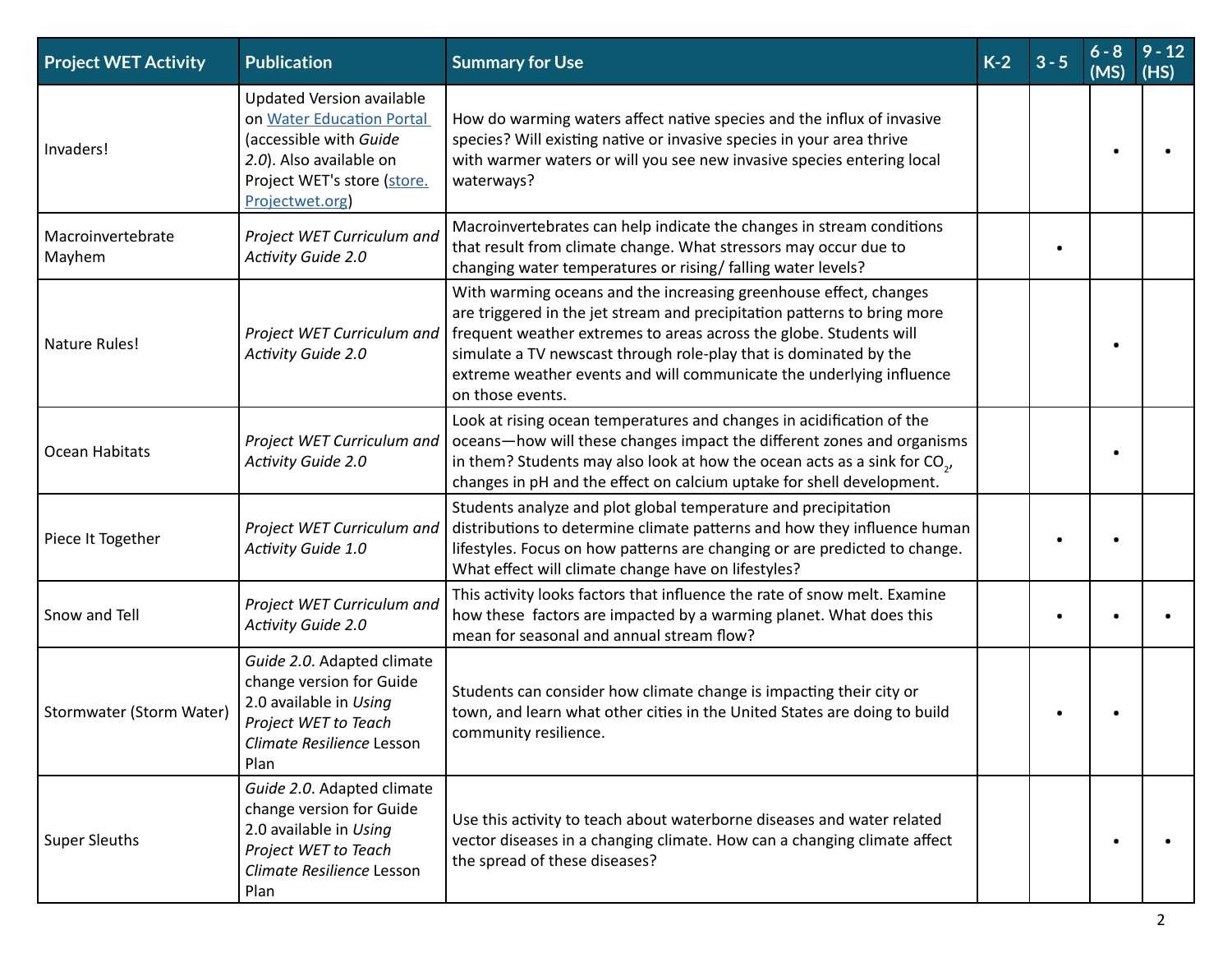| Project WET Activity | Publication | Summary for Use | K-2 | 3 - 5 | 6 - 8 (MS) | 9 - 12 (HS) |
| --- | --- | --- | --- | --- | --- | --- |
| Invaders! | Updated Version available on [Water Education Portal](Water Education Portal) (accessible with *Guide 2.0*). Also available on Project WET's store ([store.Projectwet.org](store.Projectwet.org)) | How do warming waters affect native species and the influx of invasive species? Will existing native or invasive species in your area thrive with warmer waters or will you see new invasive species entering local waterways? | | | • | • |
| Macroinvertebrate Mayhem | *Project WET Curriculum and Activity Guide 2.0* | Macroinvertebrates can help indicate the changes in stream conditions that result from climate change. What stressors may occur due to changing water temperatures or rising/ falling water levels? | | • | | |
| Nature Rules! | *Project WET Curriculum and Activity Guide 2.0* | With warming oceans and the increasing greenhouse effect, changes are triggered in the jet stream and precipitation patterns to bring more frequent weather extremes to areas across the globe. Students will simulate a TV newscast through role-play that is dominated by the extreme weather events and will communicate the underlying influence on those events. | | | • | |
| Ocean Habitats | *Project WET Curriculum and Activity Guide 2.0* | Look at rising ocean temperatures and changes in acidification of the oceans—how will these changes impact the different zones and organisms in them? Students may also look at how the ocean acts as a sink for $CO_2$, changes in pH and the effect on calcium uptake for shell development. | | | • | |
| Piece It Together | *Project WET Curriculum and Activity Guide 1.0* | Students analyze and plot global temperature and precipitation distributions to determine climate patterns and how they influence human lifestyles. Focus on how patterns are changing or are predicted to change. What effect will climate change have on lifestyles? | | • | • | |
| Snow and Tell | *Project WET Curriculum and Activity Guide 2.0* | This activity looks factors that influence the rate of snow melt. Examine how these factors are impacted by a warming planet. What does this mean for seasonal and annual stream flow? | | • | • | • |
| Stormwater (Storm Water) | *Guide 2.0*. Adapted climate change version for Guide 2.0 available in *Using Project WET to Teach Climate Resilience* Lesson Plan | Students can consider how climate change is impacting their city or town, and learn what other cities in the United States are doing to build community resilience. | | • | • | |
| Super Sleuths | *Guide 2.0*. Adapted climate change version for Guide 2.0 available in *Using Project WET to Teach Climate Resilience* Lesson Plan | Use this activity to teach about waterborne diseases and water related vector diseases in a changing climate. How can a changing climate affect the spread of these diseases? | | | • | • |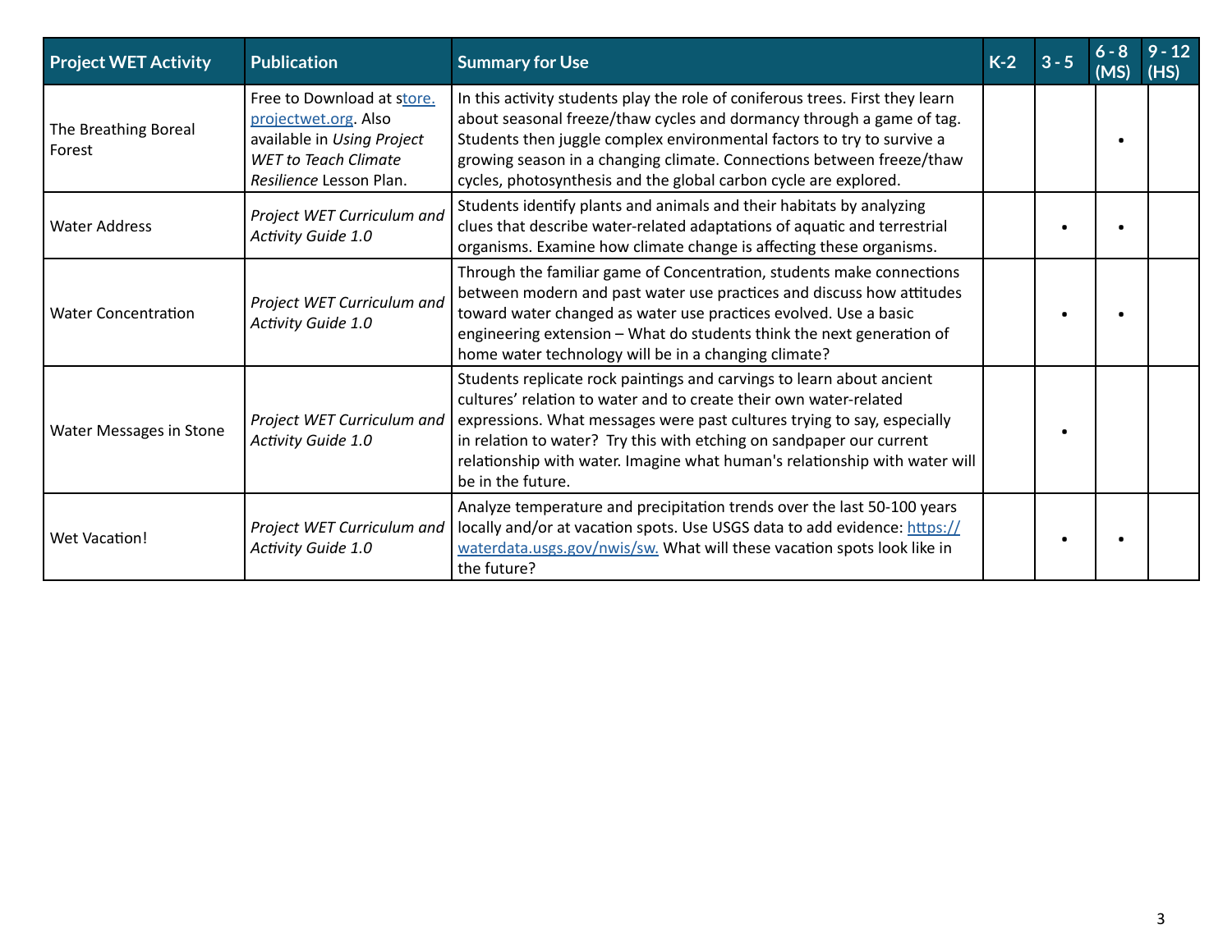| Project WET Activity | Publication | Summary for Use | K-2 | 3 - 5 | 6 - 8 (MS) | 9 - 12 (HS) |
|---|---|---|---|---|---|---|
| The Breathing Boreal Forest | Free to Download at store.projectwet.org. Also available in *Using Project WET to Teach Climate Resilience* Lesson Plan. | In this activity students play the role of coniferous trees. First they learn about seasonal freeze/thaw cycles and dormancy through a game of tag. Students then juggle complex environmental factors to try to survive a growing season in a changing climate. Connections between freeze/thaw cycles, photosynthesis and the global carbon cycle are explored. | | | • | |
| Water Address | *Project WET Curriculum and Activity Guide 1.0* | Students identify plants and animals and their habitats by analyzing clues that describe water-related adaptations of aquatic and terrestrial organisms. Examine how climate change is affecting these organisms. | | • | • | |
| Water Concentration | *Project WET Curriculum and Activity Guide 1.0* | Through the familiar game of Concentration, students make connections between modern and past water use practices and discuss how attitudes toward water changed as water use practices evolved. Use a basic engineering extension – What do students think the next generation of home water technology will be in a changing climate? | | • | • | |
| Water Messages in Stone | *Project WET Curriculum and Activity Guide 1.0* | Students replicate rock paintings and carvings to learn about ancient cultures' relation to water and to create their own water-related expressions. What messages were past cultures trying to say, especially in relation to water? Try this with etching on sandpaper our current relationship with water. Imagine what human's relationship with water will be in the future. | | • | | |
| Wet Vacation! | *Project WET Curriculum and Activity Guide 1.0* | Analyze temperature and precipitation trends over the last 50-100 years locally and/or at vacation spots. Use USGS data to add evidence: https://waterdata.usgs.gov/nwis/sw. What will these vacation spots look like in the future? | | • | • | |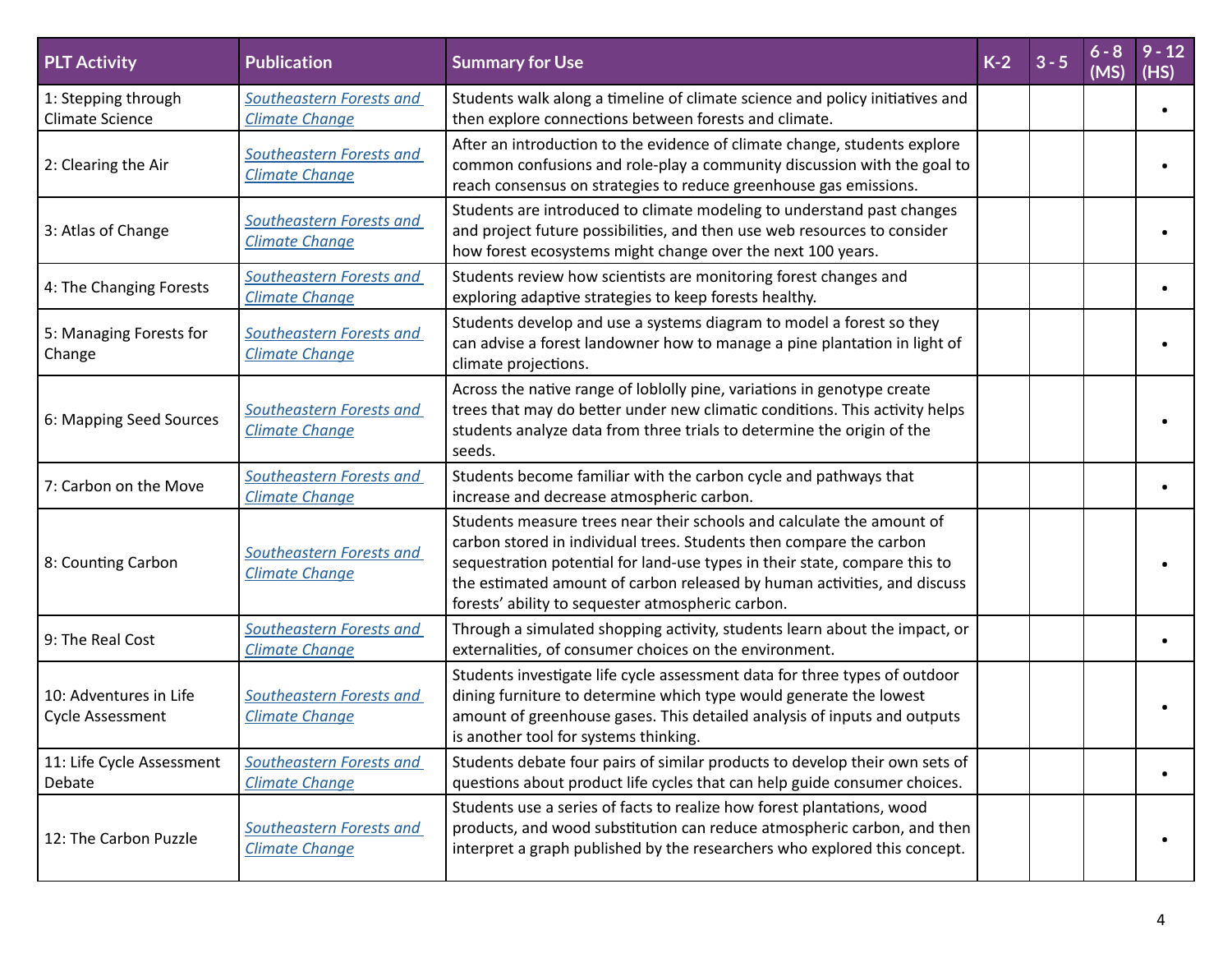| PLT Activity | Publication | Summary for Use | K-2 | 3 - 5 | 6 - 8 (MS) | 9 - 12 (HS) |
|---|---|---|---|---|---|---|
| 1: Stepping through Climate Science | *Southeastern Forests and Climate Change* | Students walk along a timeline of climate science and policy initiatives and then explore connections between forests and climate. | | | | • |
| 2: Clearing the Air | *Southeastern Forests and Climate Change* | After an introduction to the evidence of climate change, students explore common confusions and role-play a community discussion with the goal to reach consensus on strategies to reduce greenhouse gas emissions. | | | | • |
| 3: Atlas of Change | *Southeastern Forests and Climate Change* | Students are introduced to climate modeling to understand past changes and project future possibilities, and then use web resources to consider how forest ecosystems might change over the next 100 years. | | | | • |
| 4: The Changing Forests | *Southeastern Forests and Climate Change* | Students review how scientists are monitoring forest changes and exploring adaptive strategies to keep forests healthy. | | | | • |
| 5: Managing Forests for Change | *Southeastern Forests and Climate Change* | Students develop and use a systems diagram to model a forest so they can advise a forest landowner how to manage a pine plantation in light of climate projections. | | | | • |
| 6: Mapping Seed Sources | *Southeastern Forests and Climate Change* | Across the native range of loblolly pine, variations in genotype create trees that may do better under new climatic conditions. This activity helps students analyze data from three trials to determine the origin of the seeds. | | | | • |
| 7: Carbon on the Move | *Southeastern Forests and Climate Change* | Students become familiar with the carbon cycle and pathways that increase and decrease atmospheric carbon. | | | | • |
| 8: Counting Carbon | *Southeastern Forests and Climate Change* | Students measure trees near their schools and calculate the amount of carbon stored in individual trees. Students then compare the carbon sequestration potential for land-use types in their state, compare this to the estimated amount of carbon released by human activities, and discuss forests' ability to sequester atmospheric carbon. | | | | • |
| 9: The Real Cost | *Southeastern Forests and Climate Change* | Through a simulated shopping activity, students learn about the impact, or externalities, of consumer choices on the environment. | | | | • |
| 10: Adventures in Life Cycle Assessment | *Southeastern Forests and Climate Change* | Students investigate life cycle assessment data for three types of outdoor dining furniture to determine which type would generate the lowest amount of greenhouse gases. This detailed analysis of inputs and outputs is another tool for systems thinking. | | | | • |
| 11: Life Cycle Assessment Debate | *Southeastern Forests and Climate Change* | Students debate four pairs of similar products to develop their own sets of questions about product life cycles that can help guide consumer choices. | | | | • |
| 12: The Carbon Puzzle | *Southeastern Forests and Climate Change* | Students use a series of facts to realize how forest plantations, wood products, and wood substitution can reduce atmospheric carbon, and then interpret a graph published by the researchers who explored this concept. | | | | • |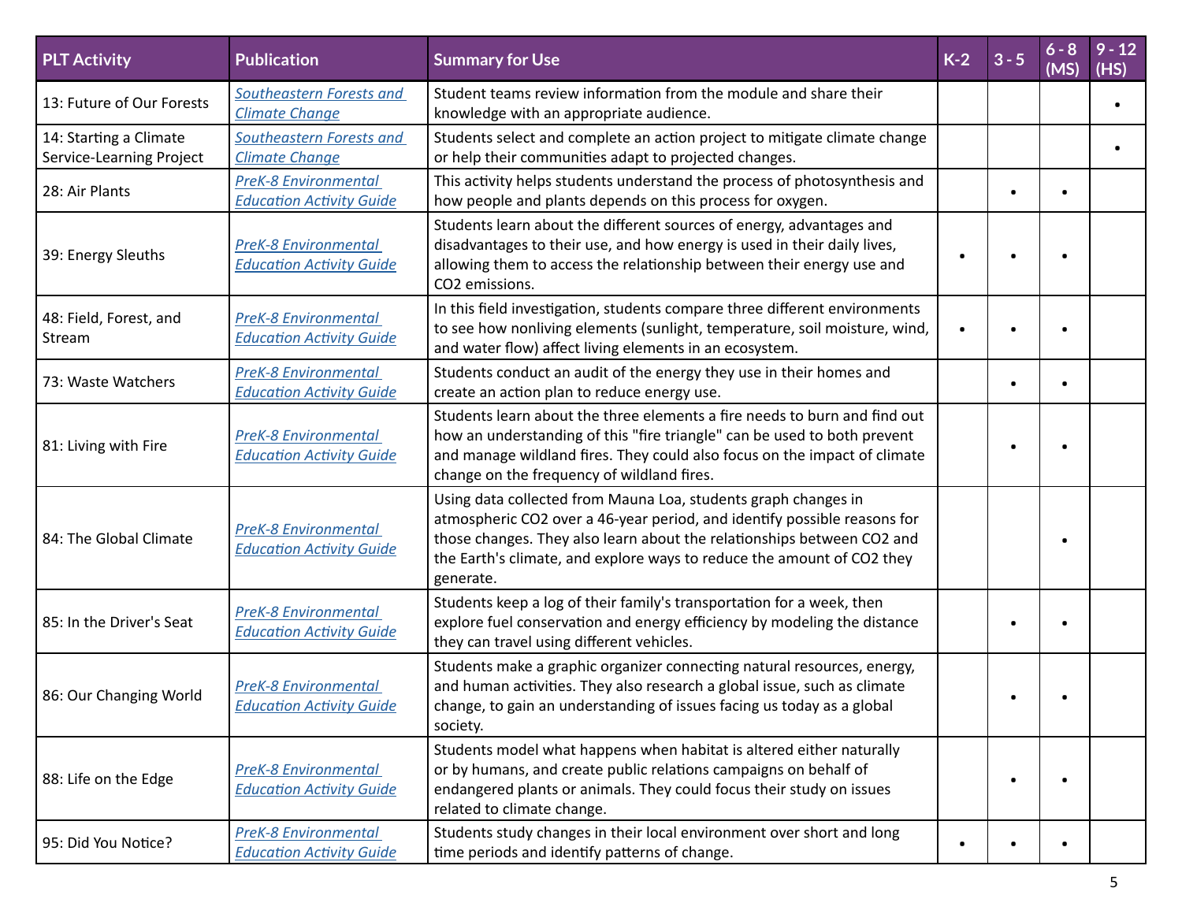| PLT Activity | Publication | Summary for Use | K-2 | 3 - 5 | 6 - 8 (MS) | 9 - 12 (HS) |
| --- | --- | --- | --- | --- | --- | --- |
| 13: Future of Our Forests | *Southeastern Forests and Climate Change* | Student teams review information from the module and share their knowledge with an appropriate audience. | | | | • |
| 14: Starting a Climate Service-Learning Project | *Southeastern Forests and Climate Change* | Students select and complete an action project to mitigate climate change or help their communities adapt to projected changes. | | | | • |
| 28: Air Plants | *PreK-8 Environmental Education Activity Guide* | This activity helps students understand the process of photosynthesis and how people and plants depends on this process for oxygen. | | • | • | |
| 39: Energy Sleuths | *PreK-8 Environmental Education Activity Guide* | Students learn about the different sources of energy, advantages and disadvantages to their use, and how energy is used in their daily lives, allowing them to access the relationship between their energy use and CO2 emissions. | • | • | • | |
| 48: Field, Forest, and Stream | *PreK-8 Environmental Education Activity Guide* | In this field investigation, students compare three different environments to see how nonliving elements (sunlight, temperature, soil moisture, wind, and water flow) affect living elements in an ecosystem. | • | • | • | |
| 73: Waste Watchers | *PreK-8 Environmental Education Activity Guide* | Students conduct an audit of the energy they use in their homes and create an action plan to reduce energy use. | | • | • | |
| 81: Living with Fire | *PreK-8 Environmental Education Activity Guide* | Students learn about the three elements a fire needs to burn and find out how an understanding of this "fire triangle" can be used to both prevent and manage wildland fires. They could also focus on the impact of climate change on the frequency of wildland fires. | | • | • | |
| 84: The Global Climate | *PreK-8 Environmental Education Activity Guide* | Using data collected from Mauna Loa, students graph changes in atmospheric CO2 over a 46-year period, and identify possible reasons for those changes. They also learn about the relationships between CO2 and the Earth's climate, and explore ways to reduce the amount of CO2 they generate. | | | • | |
| 85: In the Driver's Seat | *PreK-8 Environmental Education Activity Guide* | Students keep a log of their family's transportation for a week, then explore fuel conservation and energy efficiency by modeling the distance they can travel using different vehicles. | | • | • | |
| 86: Our Changing World | *PreK-8 Environmental Education Activity Guide* | Students make a graphic organizer connecting natural resources, energy, and human activities. They also research a global issue, such as climate change, to gain an understanding of issues facing us today as a global society. | | • | • | |
| 88: Life on the Edge | *PreK-8 Environmental Education Activity Guide* | Students model what happens when habitat is altered either naturally or by humans, and create public relations campaigns on behalf of endangered plants or animals. They could focus their study on issues related to climate change. | | • | • | |
| 95: Did You Notice? | *PreK-8 Environmental Education Activity Guide* | Students study changes in their local environment over short and long time periods and identify patterns of change. | • | • | • | |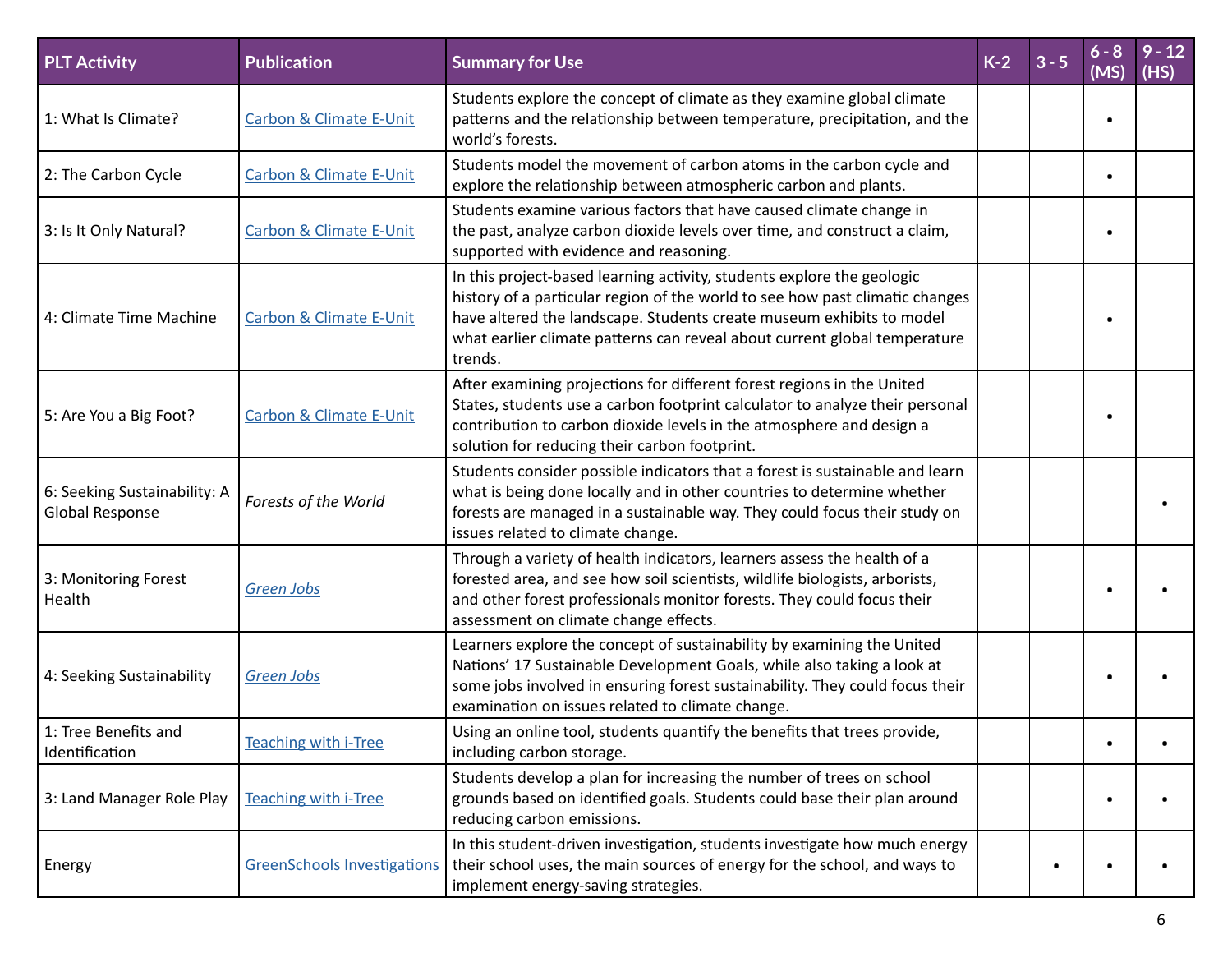| PLT Activity | Publication | Summary for Use | K-2 | 3 - 5 | 6 - 8 (MS) | 9 - 12 (HS) |
|---|---|---|---|---|---|---|
| 1: What Is Climate? | Carbon & Climate E-Unit | Students explore the concept of climate as they examine global climate patterns and the relationship between temperature, precipitation, and the world's forests. | | | • | |
| 2: The Carbon Cycle | Carbon & Climate E-Unit | Students model the movement of carbon atoms in the carbon cycle and explore the relationship between atmospheric carbon and plants. | | | • | |
| 3: Is It Only Natural? | Carbon & Climate E-Unit | Students examine various factors that have caused climate change in the past, analyze carbon dioxide levels over time, and construct a claim, supported with evidence and reasoning. | | | • | |
| 4: Climate Time Machine | Carbon & Climate E-Unit | In this project-based learning activity, students explore the geologic history of a particular region of the world to see how past climatic changes have altered the landscape. Students create museum exhibits to model what earlier climate patterns can reveal about current global temperature trends. | | | • | |
| 5: Are You a Big Foot? | Carbon & Climate E-Unit | After examining projections for different forest regions in the United States, students use a carbon footprint calculator to analyze their personal contribution to carbon dioxide levels in the atmosphere and design a solution for reducing their carbon footprint. | | | • | |
| 6: Seeking Sustainability: A Global Response | *Forests of the World* | Students consider possible indicators that a forest is sustainable and learn what is being done locally and in other countries to determine whether forests are managed in a sustainable way. They could focus their study on issues related to climate change. | | | | • |
| 3: Monitoring Forest Health | *Green Jobs* | Through a variety of health indicators, learners assess the health of a forested area, and see how soil scientists, wildlife biologists, arborists, and other forest professionals monitor forests. They could focus their assessment on climate change effects. | | | • | • |
| 4: Seeking Sustainability | *Green Jobs* | Learners explore the concept of sustainability by examining the United Nations' 17 Sustainable Development Goals, while also taking a look at some jobs involved in ensuring forest sustainability. They could focus their examination on issues related to climate change. | | | • | • |
| 1: Tree Benefits and Identification | Teaching with i-Tree | Using an online tool, students quantify the benefits that trees provide, including carbon storage. | | | • | • |
| 3: Land Manager Role Play | Teaching with i-Tree | Students develop a plan for increasing the number of trees on school grounds based on identified goals. Students could base their plan around reducing carbon emissions. | | | • | • |
| Energy | GreenSchools Investigations | In this student-driven investigation, students investigate how much energy their school uses, the main sources of energy for the school, and ways to implement energy-saving strategies. | | • | • | • |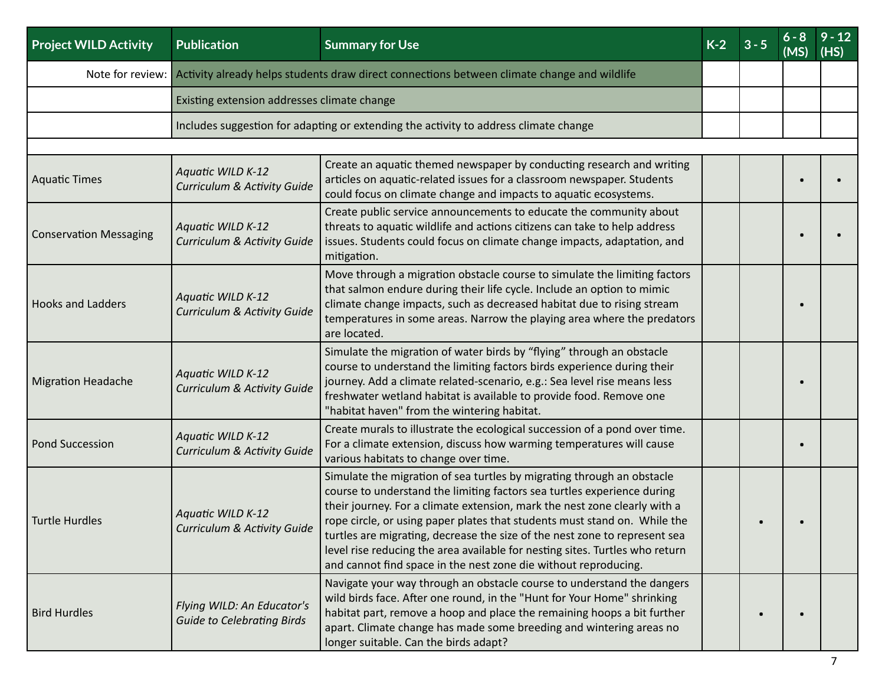| Project WILD Activity | Publication | Summary for Use | K-2 | 3 - 5 | 6 - 8 (MS) | 9 - 12 (HS) |
|---|---|---|---|---|---|---|
| Note for review: | Activity already helps students draw direct connections between climate change and wildlife | | | | | |
| | Existing extension addresses climate change | | | | | |
| | Includes suggestion for adapting or extending the activity to address climate change | | | | | |
| | | | | | | |
| Aquatic Times | *Aquatic WILD K-12 Curriculum & Activity Guide* | Create an aquatic themed newspaper by conducting research and writing articles on aquatic-related issues for a classroom newspaper. Students could focus on climate change and impacts to aquatic ecosystems. | | | • | • |
| Conservation Messaging | *Aquatic WILD K-12 Curriculum & Activity Guide* | Create public service announcements to educate the community about threats to aquatic wildlife and actions citizens can take to help address issues. Students could focus on climate change impacts, adaptation, and mitigation. | | | • | • |
| Hooks and Ladders | *Aquatic WILD K-12 Curriculum & Activity Guide* | Move through a migration obstacle course to simulate the limiting factors that salmon endure during their life cycle. Include an option to mimic climate change impacts, such as decreased habitat due to rising stream temperatures in some areas. Narrow the playing area where the predators are located. | | | • | |
| Migration Headache | *Aquatic WILD K-12 Curriculum & Activity Guide* | Simulate the migration of water birds by "flying" through an obstacle course to understand the limiting factors birds experience during their journey. Add a climate related-scenario, e.g.: Sea level rise means less freshwater wetland habitat is available to provide food. Remove one "habitat haven" from the wintering habitat. | | | • | |
| Pond Succession | *Aquatic WILD K-12 Curriculum & Activity Guide* | Create murals to illustrate the ecological succession of a pond over time. For a climate extension, discuss how warming temperatures will cause various habitats to change over time. | | | • | |
| Turtle Hurdles | *Aquatic WILD K-12 Curriculum & Activity Guide* | Simulate the migration of sea turtles by migrating through an obstacle course to understand the limiting factors sea turtles experience during their journey. For a climate extension, mark the nest zone clearly with a rope circle, or using paper plates that students must stand on. While the turtles are migrating, decrease the size of the nest zone to represent sea level rise reducing the area available for nesting sites. Turtles who return and cannot find space in the nest zone die without reproducing. | | • | • | |
| Bird Hurdles | *Flying WILD: An Educator's Guide to Celebrating Birds* | Navigate your way through an obstacle course to understand the dangers wild birds face. After one round, in the "Hunt for Your Home" shrinking habitat part, remove a hoop and place the remaining hoops a bit further apart. Climate change has made some breeding and wintering areas no longer suitable. Can the birds adapt? | | • | • | |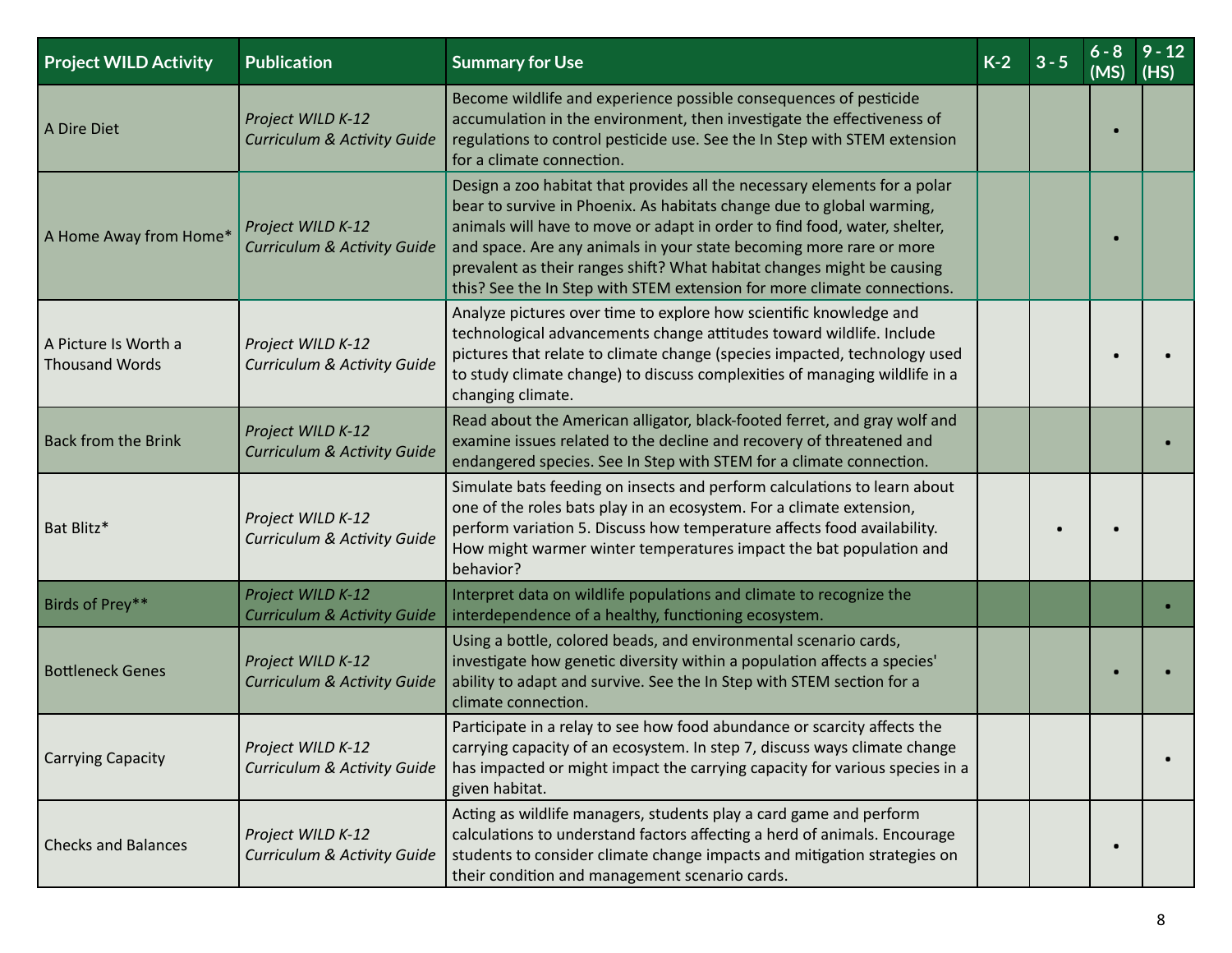| Project WILD Activity | Publication | Summary for Use | K-2 | 3 - 5 | 6 - 8 (MS) | 9 - 12 (HS) |
|---|---|---|---|---|---|---|
| A Dire Diet | *Project WILD K-12 Curriculum & Activity Guide* | Become wildlife and experience possible consequences of pesticide accumulation in the environment, then investigate the effectiveness of regulations to control pesticide use. See the In Step with STEM extension for a climate connection. | | | • | |
| A Home Away from Home* | *Project WILD K-12 Curriculum & Activity Guide* | Design a zoo habitat that provides all the necessary elements for a polar bear to survive in Phoenix. As habitats change due to global warming, animals will have to move or adapt in order to find food, water, shelter, and space. Are any animals in your state becoming more rare or more prevalent as their ranges shift? What habitat changes might be causing this? See the In Step with STEM extension for more climate connections. | | | • | |
| A Picture Is Worth a Thousand Words | *Project WILD K-12 Curriculum & Activity Guide* | Analyze pictures over time to explore how scientific knowledge and technological advancements change attitudes toward wildlife. Include pictures that relate to climate change (species impacted, technology used to study climate change) to discuss complexities of managing wildlife in a changing climate. | | | • | • |
| Back from the Brink | *Project WILD K-12 Curriculum & Activity Guide* | Read about the American alligator, black-footed ferret, and gray wolf and examine issues related to the decline and recovery of threatened and endangered species. See In Step with STEM for a climate connection. | | | | • |
| Bat Blitz* | *Project WILD K-12 Curriculum & Activity Guide* | Simulate bats feeding on insects and perform calculations to learn about one of the roles bats play in an ecosystem. For a climate extension, perform variation 5. Discuss how temperature affects food availability. How might warmer winter temperatures impact the bat population and behavior? | | • | • | |
| Birds of Prey** | *Project WILD K-12 Curriculum & Activity Guide* | Interpret data on wildlife populations and climate to recognize the interdependence of a healthy, functioning ecosystem. | | | | • |
| Bottleneck Genes | *Project WILD K-12 Curriculum & Activity Guide* | Using a bottle, colored beads, and environmental scenario cards, investigate how genetic diversity within a population affects a species' ability to adapt and survive. See the In Step with STEM section for a climate connection. | | | • | • |
| Carrying Capacity | *Project WILD K-12 Curriculum & Activity Guide* | Participate in a relay to see how food abundance or scarcity affects the carrying capacity of an ecosystem. In step 7, discuss ways climate change has impacted or might impact the carrying capacity for various species in a given habitat. | | | | • |
| Checks and Balances | *Project WILD K-12 Curriculum & Activity Guide* | Acting as wildlife managers, students play a card game and perform calculations to understand factors affecting a herd of animals. Encourage students to consider climate change impacts and mitigation strategies on their condition and management scenario cards. | | | • | |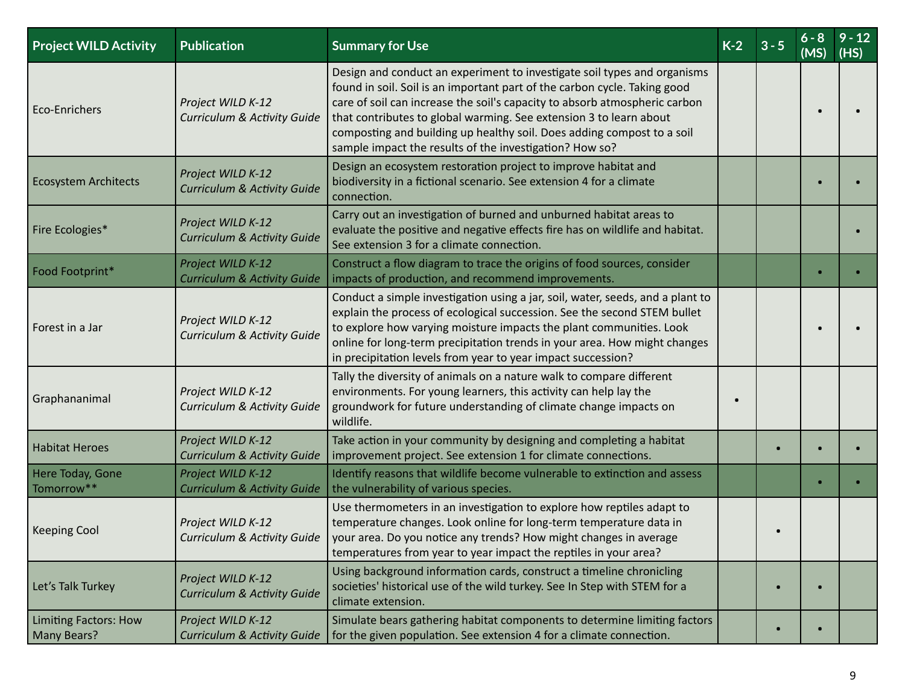| Project WILD Activity | Publication | Summary for Use | K-2 | 3 - 5 | 6 - 8 (MS) | 9 - 12 (HS) |
|---|---|---|---|---|---|---|
| Eco-Enrichers | *Project WILD K-12 Curriculum & Activity Guide* | Design and conduct an experiment to investigate soil types and organisms found in soil. Soil is an important part of the carbon cycle. Taking good care of soil can increase the soil's capacity to absorb atmospheric carbon that contributes to global warming. See extension 3 to learn about composting and building up healthy soil. Does adding compost to a soil sample impact the results of the investigation? How so? | | | • | • |
| Ecosystem Architects | *Project WILD K-12 Curriculum & Activity Guide* | Design an ecosystem restoration project to improve habitat and biodiversity in a fictional scenario. See extension 4 for a climate connection. | | | • | • |
| Fire Ecologies* | *Project WILD K-12 Curriculum & Activity Guide* | Carry out an investigation of burned and unburned habitat areas to evaluate the positive and negative effects fire has on wildlife and habitat. See extension 3 for a climate connection. | | | | • |
| Food Footprint* | *Project WILD K-12 Curriculum & Activity Guide* | Construct a flow diagram to trace the origins of food sources, consider impacts of production, and recommend improvements. | | | • | • |
| Forest in a Jar | *Project WILD K-12 Curriculum & Activity Guide* | Conduct a simple investigation using a jar, soil, water, seeds, and a plant to explain the process of ecological succession. See the second STEM bullet to explore how varying moisture impacts the plant communities. Look online for long-term precipitation trends in your area. How might changes in precipitation levels from year to year impact succession? | | | • | • |
| Graphananimal | *Project WILD K-12 Curriculum & Activity Guide* | Tally the diversity of animals on a nature walk to compare different environments. For young learners, this activity can help lay the groundwork for future understanding of climate change impacts on wildlife. | • | | | |
| Habitat Heroes | *Project WILD K-12 Curriculum & Activity Guide* | Take action in your community by designing and completing a habitat improvement project. See extension 1 for climate connections. | | • | • | • |
| Here Today, Gone Tomorrow** | *Project WILD K-12 Curriculum & Activity Guide* | Identify reasons that wildlife become vulnerable to extinction and assess the vulnerability of various species. | | | • | • |
| Keeping Cool | *Project WILD K-12 Curriculum & Activity Guide* | Use thermometers in an investigation to explore how reptiles adapt to temperature changes. Look online for long-term temperature data in your area. Do you notice any trends? How might changes in average temperatures from year to year impact the reptiles in your area? | | • | | |
| Let's Talk Turkey | *Project WILD K-12 Curriculum & Activity Guide* | Using background information cards, construct a timeline chronicling societies' historical use of the wild turkey. See In Step with STEM for a climate extension. | | • | • | |
| Limiting Factors: How Many Bears? | *Project WILD K-12 Curriculum & Activity Guide* | Simulate bears gathering habitat components to determine limiting factors for the given population. See extension 4 for a climate connection. | | • | • | |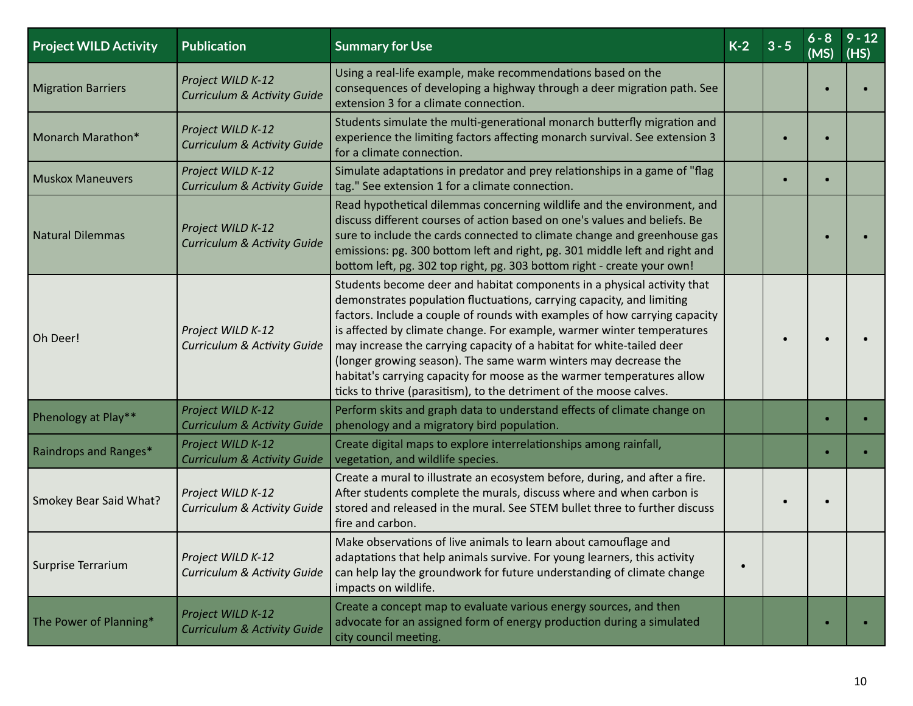| Project WILD Activity | Publication | Summary for Use | K-2 | 3 - 5 | 6 - 8 (MS) | 9 - 12 (HS) |
|---|---|---|---|---|---|---|
| Migration Barriers | *Project WILD K-12 Curriculum & Activity Guide* | Using a real-life example, make recommendations based on the consequences of developing a highway through a deer migration path. See extension 3 for a climate connection. | | | • | • |
| Monarch Marathon* | *Project WILD K-12 Curriculum & Activity Guide* | Students simulate the multi-generational monarch butterfly migration and experience the limiting factors affecting monarch survival. See extension 3 for a climate connection. | | • | • | |
| Muskox Maneuvers | *Project WILD K-12 Curriculum & Activity Guide* | Simulate adaptations in predator and prey relationships in a game of "flag tag." See extension 1 for a climate connection. | | • | • | |
| Natural Dilemmas | *Project WILD K-12 Curriculum & Activity Guide* | Read hypothetical dilemmas concerning wildlife and the environment, and discuss different courses of action based on one's values and beliefs. Be sure to include the cards connected to climate change and greenhouse gas emissions: pg. 300 bottom left and right, pg. 301 middle left and right and bottom left, pg. 302 top right, pg. 303 bottom right - create your own! | | | • | • |
| Oh Deer! | *Project WILD K-12 Curriculum & Activity Guide* | Students become deer and habitat components in a physical activity that demonstrates population fluctuations, carrying capacity, and limiting factors. Include a couple of rounds with examples of how carrying capacity is affected by climate change. For example, warmer winter temperatures may increase the carrying capacity of a habitat for white-tailed deer (longer growing season). The same warm winters may decrease the habitat's carrying capacity for moose as the warmer temperatures allow ticks to thrive (parasitism), to the detriment of the moose calves. | | • | • | • |
| Phenology at Play** | *Project WILD K-12 Curriculum & Activity Guide* | Perform skits and graph data to understand effects of climate change on phenology and a migratory bird population. | | | • | • |
| Raindrops and Ranges* | *Project WILD K-12 Curriculum & Activity Guide* | Create digital maps to explore interrelationships among rainfall, vegetation, and wildlife species. | | | • | • |
| Smokey Bear Said What? | *Project WILD K-12 Curriculum & Activity Guide* | Create a mural to illustrate an ecosystem before, during, and after a fire. After students complete the murals, discuss where and when carbon is stored and released in the mural. See STEM bullet three to further discuss fire and carbon. | | • | • | |
| Surprise Terrarium | *Project WILD K-12 Curriculum & Activity Guide* | Make observations of live animals to learn about camouflage and adaptations that help animals survive. For young learners, this activity can help lay the groundwork for future understanding of climate change impacts on wildlife. | • | | | |
| The Power of Planning* | *Project WILD K-12 Curriculum & Activity Guide* | Create a concept map to evaluate various energy sources, and then advocate for an assigned form of energy production during a simulated city council meeting. | | | • | • |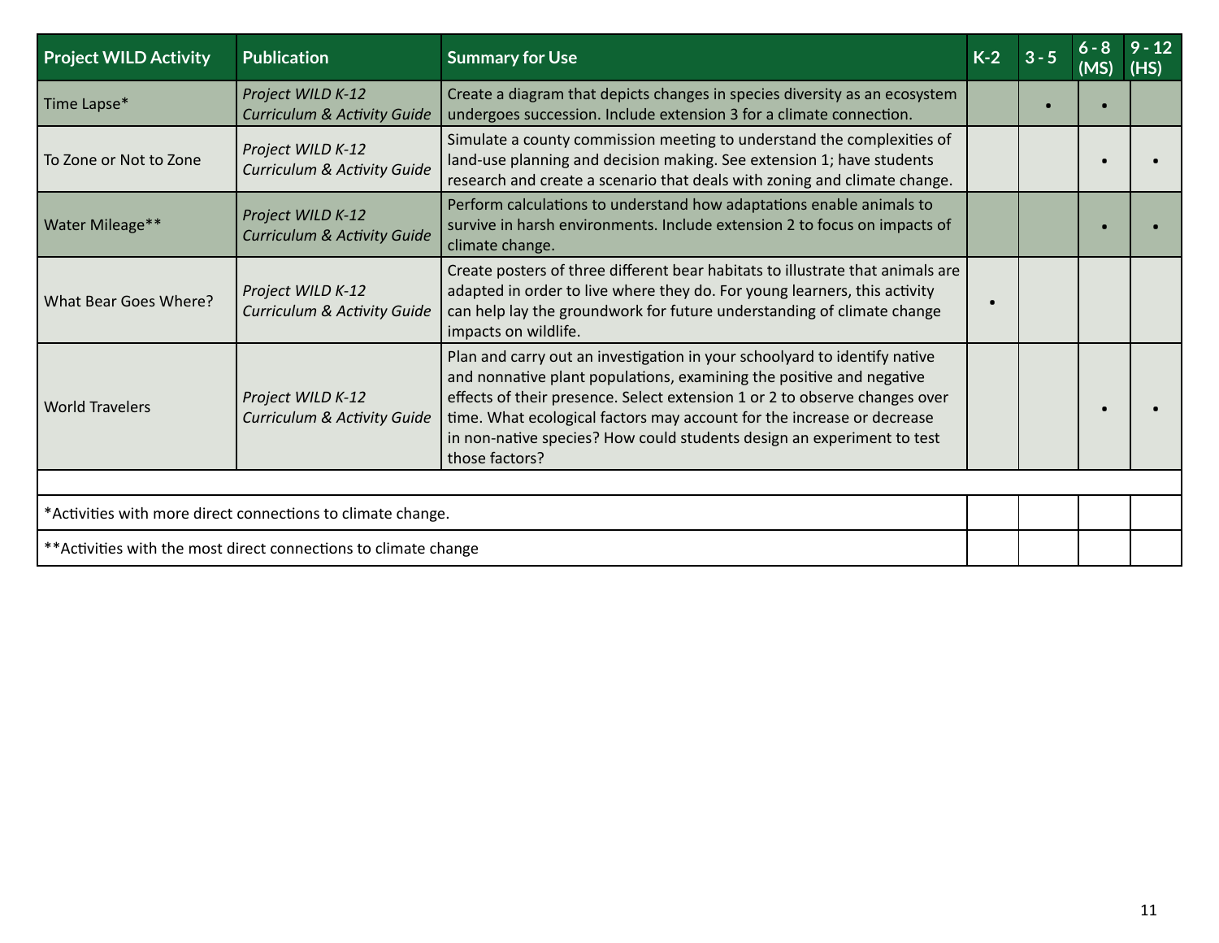| Project WILD Activity | Publication | Summary for Use | K-2 | 3 - 5 | 6 - 8 (MS) | 9 - 12 (HS) |
|---|---|---|---|---|---|---|
| Time Lapse* | *Project WILD K-12 Curriculum & Activity Guide* | Create a diagram that depicts changes in species diversity as an ecosystem undergoes succession. Include extension 3 for a climate connection. | | • | • | |
| To Zone or Not to Zone | *Project WILD K-12 Curriculum & Activity Guide* | Simulate a county commission meeting to understand the complexities of land-use planning and decision making. See extension 1; have students research and create a scenario that deals with zoning and climate change. | | | • | • |
| Water Mileage** | *Project WILD K-12 Curriculum & Activity Guide* | Perform calculations to understand how adaptations enable animals to survive in harsh environments. Include extension 2 to focus on impacts of climate change. | | | • | • |
| What Bear Goes Where? | *Project WILD K-12 Curriculum & Activity Guide* | Create posters of three different bear habitats to illustrate that animals are adapted in order to live where they do. For young learners, this activity can help lay the groundwork for future understanding of climate change impacts on wildlife. | • | | | |
| World Travelers | *Project WILD K-12 Curriculum & Activity Guide* | Plan and carry out an investigation in your schoolyard to identify native and nonnative plant populations, examining the positive and negative effects of their presence. Select extension 1 or 2 to observe changes over time. What ecological factors may account for the increase or decrease in non-native species? How could students design an experiment to test those factors? | | | • | • |

*Activities with more direct connections to climate change.

**Activities with the most direct connections to climate change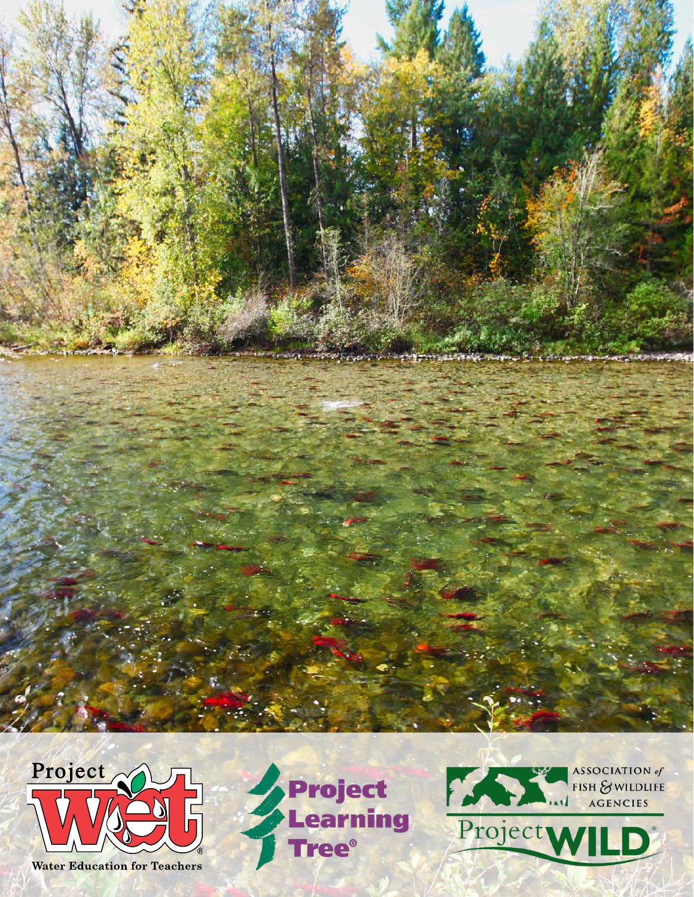Project WET

Water Education for Teachers

Project Learning Tree

ASSOCIATION of FISH & WILDLIFE AGENCIES

Project WILD